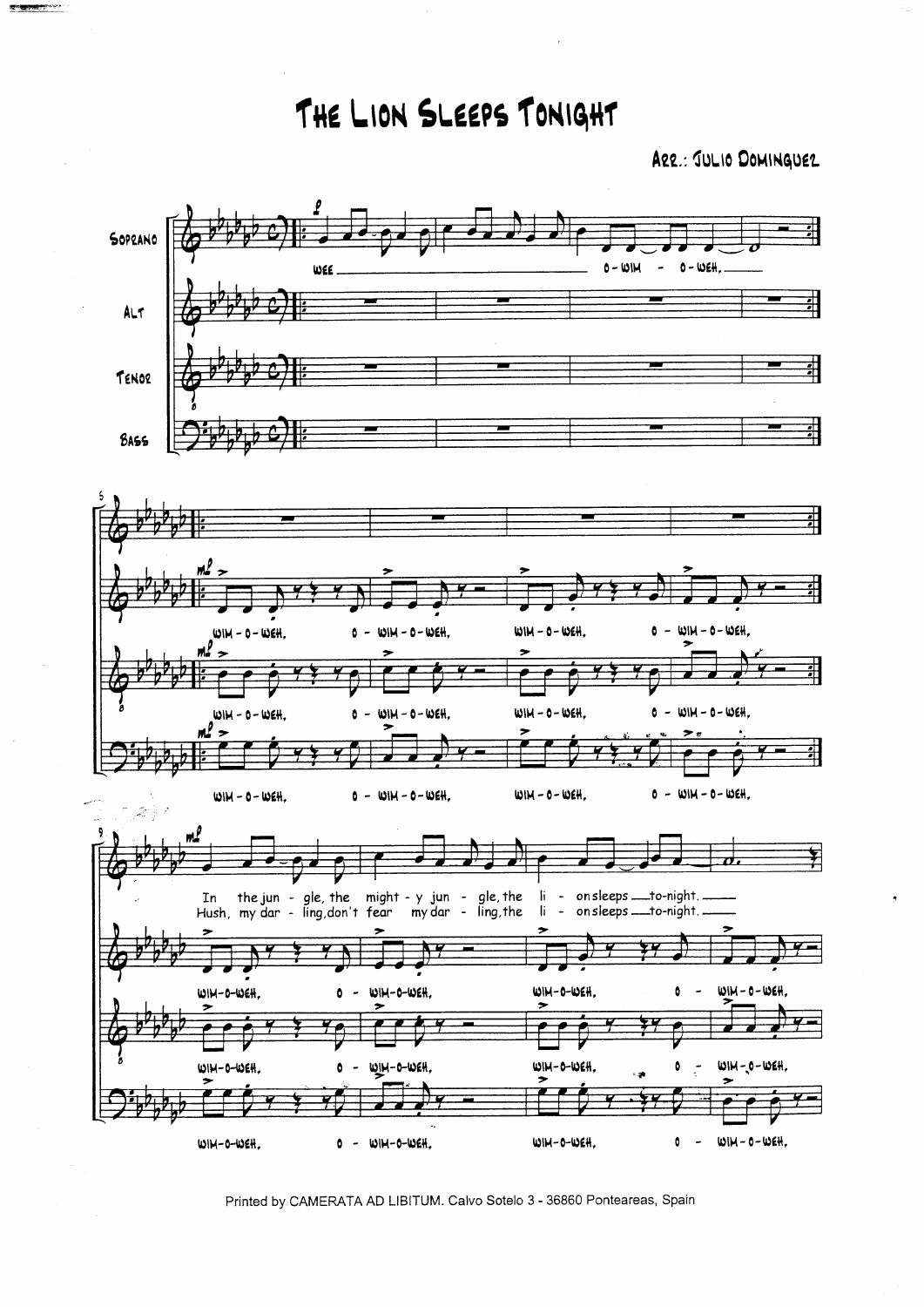# The Lion Sleeps Tonight

Arr.: Julio Dominguez

Printed by CAMERATA AD LIBITUM. Calvo Sotelo 3 - 36860 Ponteareas, Spain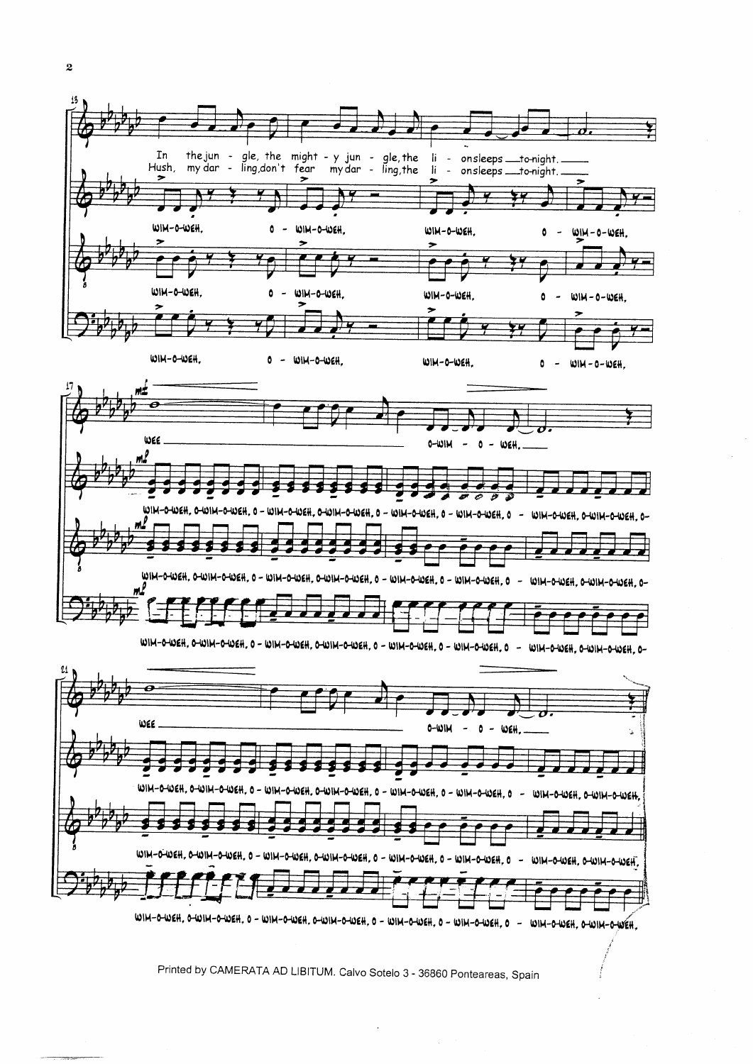In the jun - gle, the might - y jun - gle, the li - on sleeps to-night.

Hush, my dar - ling, don't fear my dar - ling, the li - on sleeps to-night.

WIM-O-WEH, O - WIM-O-WEH, WIM-O-WEH, O - WIM-O-WEH,

WIM-O-WEH, O - WIM-O-WEH, WIM-O-WEH, O - WIM-O-WEH,

WIM-O-WEH, O - WIM-O-WEH, WIM-O-WEH, O - WIM-O-WEH,

*mf*

WEE O-WIM - O - WEH.

WIM-O-WEH, O-WIM-O-WEH, O - WIM-O-WEH, O-WIM-O-WEH, O - WIM-O-WEH, O - WIM-O-WEH, O - WIM-O-WEH, O-WIM-O-WEH, O-

WIM-O-WEH, O-WIM-O-WEH, O - WIM-O-WEH, O-WIM-O-WEH, O - WIM-O-WEH, O - WIM-O-WEH, O - WIM-O-WEH, O-WIM-O-WEH, O-

WIM-O-WEH, O-WIM-O-WEH, O - WIM-O-WEH, O-WIM-O-WEH, O - WIM-O-WEH, O - WIM-O-WEH, O - WIM-O-WEH, O-WIM-O-WEH, O-

WEE O-WIM - O - WEH.

WIM-O-WEH, O-WIM-O-WEH, O - WIM-O-WEH, O-WIM-O-WEH, O - WIM-O-WEH, O - WIM-O-WEH, O - WIM-O-WEH, O-WIM-O-WEH,

WIM-O-WEH, O-WIM-O-WEH, O - WIM-O-WEH, O-WIM-O-WEH, O - WIM-O-WEH, O - WIM-O-WEH, O - WIM-O-WEH, O-WIM-O-WEH,

WIM-O-WEH, O-WIM-O-WEH, O - WIM-O-WEH, O-WIM-O-WEH, O - WIM-O-WEH, O - WIM-O-WEH, O - WIM-O-WEH, O-WIM-O-WEH,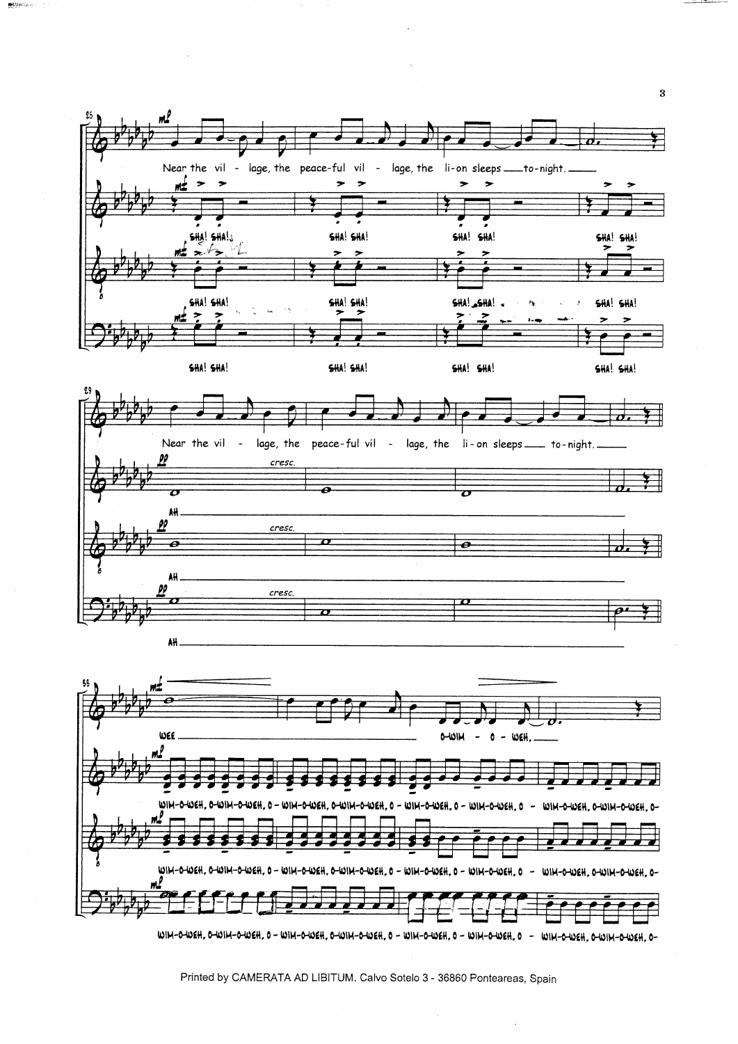25

*mf*

Near the vil - lage, the peace-ful vil - lage, the li-on sleeps ___ to-night. ___

*mf*

SHA! SHA! SHA! SHA! SHA! SHA! SHA! SHA!

*mf*

SHA! SHA! SHA! SHA! SHA! SHA! SHA! SHA!

*mf*

SHA! SHA! SHA! SHA! SHA! SHA! SHA! SHA!

29

Near the vil - lage, the peace-ful vil - lage, the li-on sleeps ___ to-night. ___

*pp* *cresc.*

AH ___

*pp* *cresc.*

AH ___

*pp* *cresc.*

AH ___

33

*mf*

WEE ___ O-WIM - O - WEH, ___

*mf*

WIM-O-WEH, O-WIM-O-WEH, O - WIM-O-WEH, O-WIM-O-WEH, O - WIM-O-WEH, O - WIM-O-WEH, O - WIM-O-WEH, O-WIM-O-WEH, O-

WIM-O-WEH, O-WIM-O-WEH, O - WIM-O-WEH, O-WIM-O-WEH, O - WIM-O-WEH, O - WIM-O-WEH, O - WIM-O-WEH, O-WIM-O-WEH, O-

*mf*

WIM-O-WEH, O-WIM-O-WEH, O - WIM-O-WEH, O-WIM-O-WEH, O - WIM-O-WEH, O - WIM-O-WEH, O - WIM-O-WEH, O-WIM-O-WEH, O-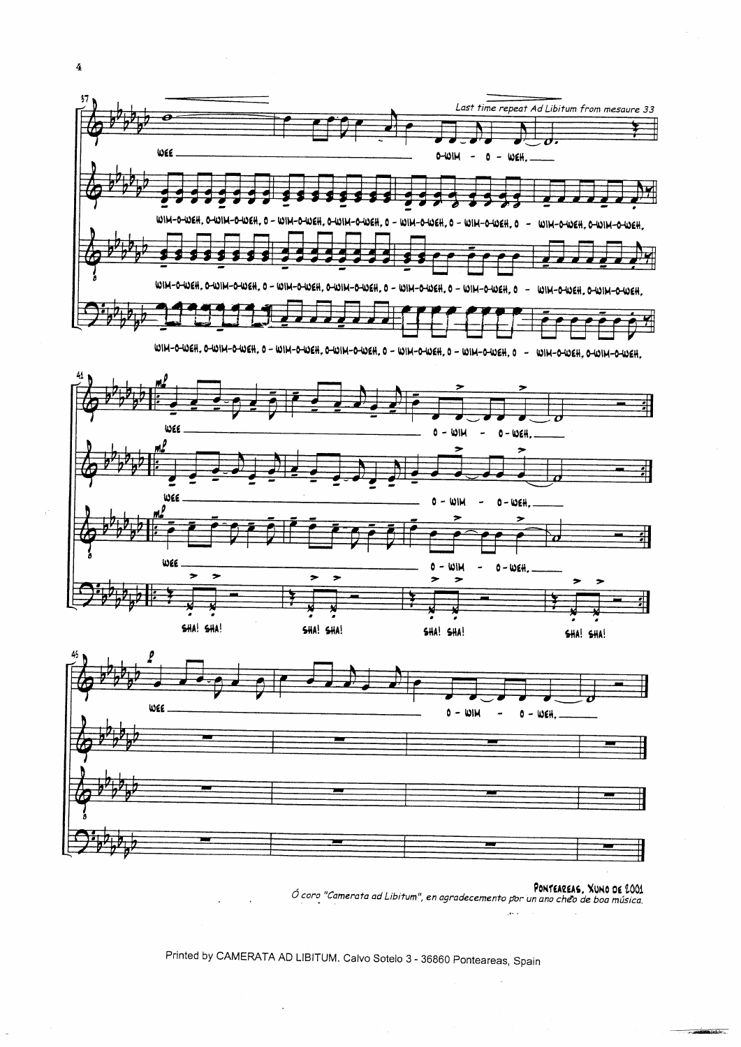*Last time repeat Ad Libitum from mesaure 33*

WEE ______ O-WIM - O - WEH, ___

WIM-O-WEH, O-WIM-O-WEH, O - WIM-O-WEH, O-WIM-O-WEH, O - WIM-O-WEH, O - WIM-O-WEH, O - WIM-O-WEH, O-WIM-O-WEH,

WIM-O-WEH, O-WIM-O-WEH, O - WIM-O-WEH, O-WIM-O-WEH, O - WIM-O-WEH, O - WIM-O-WEH, O - WIM-O-WEH, O-WIM-O-WEH,

WIM-O-WEH, O-WIM-O-WEH, O - WIM-O-WEH, O-WIM-O-WEH, O - WIM-O-WEH, O - WIM-O-WEH, O - WIM-O-WEH, O-WIM-O-WEH,

*mf*

WEE ______ O - WIM - O - WEH, ___

WEE ______ O - WIM - O - WEH, ___

WEE ______ O - WIM - O - WEH, ___

SHA! SHA! SHA! SHA! SHA! SHA! SHA! SHA!

*p*

WEE ______ O - WIM - O - WEH, ___

**PONTEAREAS, XUNO DE 2001**

*Ó coro "Camerata ad Libitum", en agradecemento por un ano chéo de boa música.*

Printed by CAMERATA AD LIBITUM. Calvo Sotelo 3 - 36860 Ponteareas, Spain